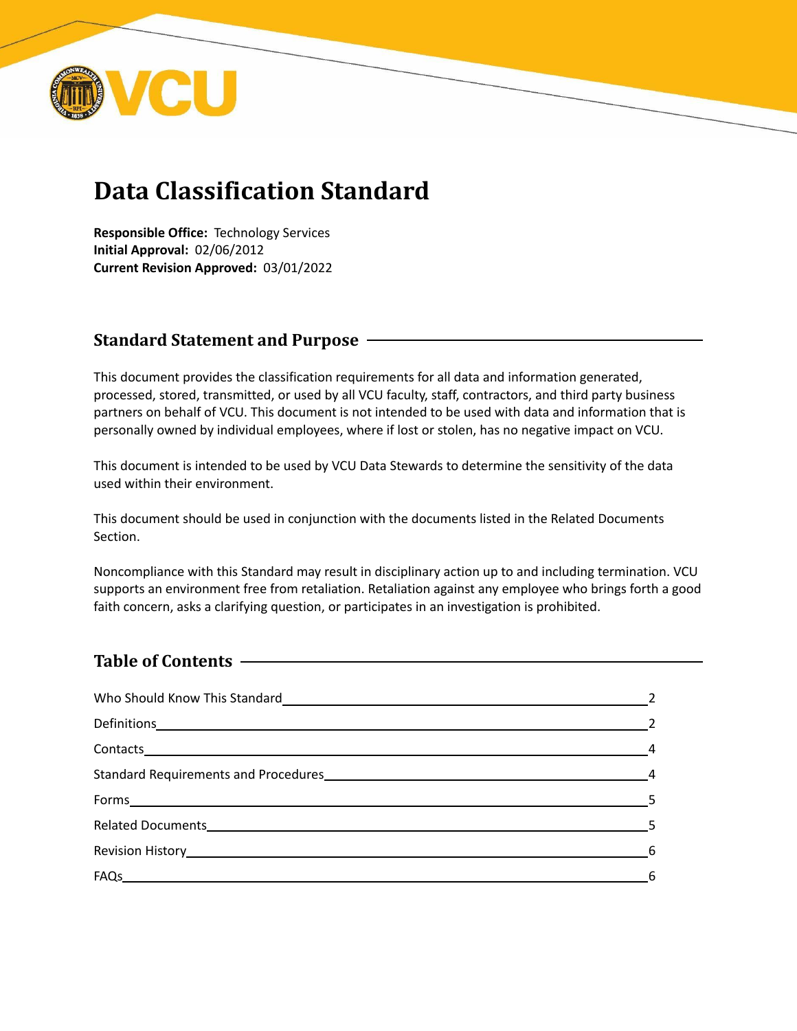# Data Classification Standard

**Responsible Office:** Technology Services
**Initial Approval:** 02/06/2012
**Current Revision Approved:** 03/01/2022

## Standard Statement and Purpose

This document provides the classification requirements for all data and information generated, processed, stored, transmitted, or used by all VCU faculty, staff, contractors, and third party business partners on behalf of VCU. This document is not intended to be used with data and information that is personally owned by individual employees, where if lost or stolen, has no negative impact on VCU.

This document is intended to be used by VCU Data Stewards to determine the sensitivity of the data used within their environment.

This document should be used in conjunction with the documents listed in the Related Documents Section.

Noncompliance with this Standard may result in disciplinary action up to and including termination. VCU supports an environment free from retaliation. Retaliation against any employee who brings forth a good faith concern, asks a clarifying question, or participates in an investigation is prohibited.

## Table of Contents

- Who Should Know This Standard — 2
- Definitions — 2
- Contacts — 4
- Standard Requirements and Procedures — 4
- Forms — 5
- Related Documents — 5
- Revision History — 6
- FAQs — 6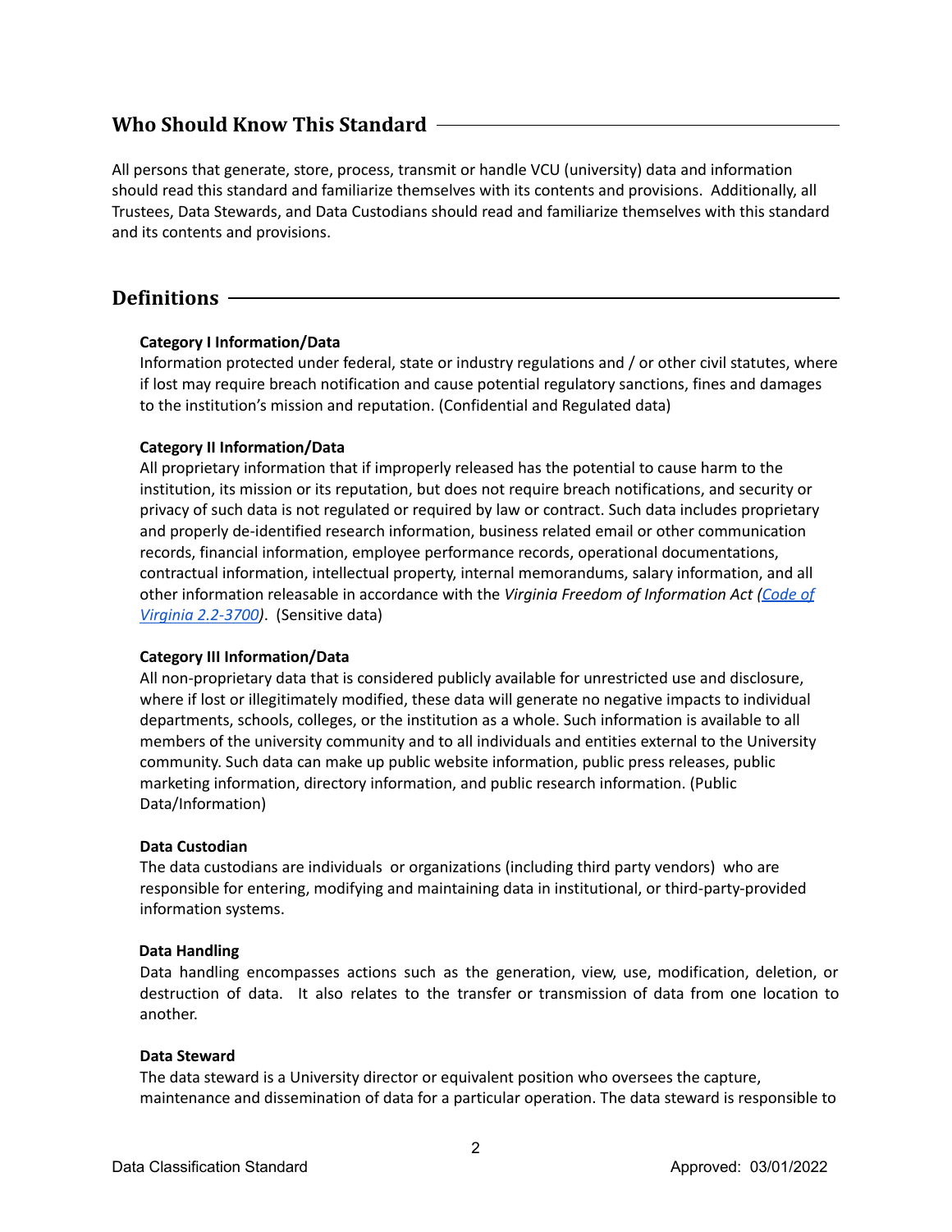## Who Should Know This Standard

All persons that generate, store, process, transmit or handle VCU (university) data and information should read this standard and familiarize themselves with its contents and provisions. Additionally, all Trustees, Data Stewards, and Data Custodians should read and familiarize themselves with this standard and its contents and provisions.

## Definitions

**Category I Information/Data**
Information protected under federal, state or industry regulations and / or other civil statutes, where if lost may require breach notification and cause potential regulatory sanctions, fines and damages to the institution's mission and reputation. (Confidential and Regulated data)

**Category II Information/Data**
All proprietary information that if improperly released has the potential to cause harm to the institution, its mission or its reputation, but does not require breach notifications, and security or privacy of such data is not regulated or required by law or contract. Such data includes proprietary and properly de-identified research information, business related email or other communication records, financial information, employee performance records, operational documentations, contractual information, intellectual property, internal memorandums, salary information, and all other information releasable in accordance with the *Virginia Freedom of Information Act (Code of Virginia 2.2-3700)*. (Sensitive data)

**Category III Information/Data**
All non-proprietary data that is considered publicly available for unrestricted use and disclosure, where if lost or illegitimately modified, these data will generate no negative impacts to individual departments, schools, colleges, or the institution as a whole. Such information is available to all members of the university community and to all individuals and entities external to the University community. Such data can make up public website information, public press releases, public marketing information, directory information, and public research information. (Public Data/Information)

**Data Custodian**
The data custodians are individuals or organizations (including third party vendors) who are responsible for entering, modifying and maintaining data in institutional, or third-party-provided information systems.

**Data Handling**
Data handling encompasses actions such as the generation, view, use, modification, deletion, or destruction of data. It also relates to the transfer or transmission of data from one location to another.

**Data Steward**
The data steward is a University director or equivalent position who oversees the capture, maintenance and dissemination of data for a particular operation. The data steward is responsible to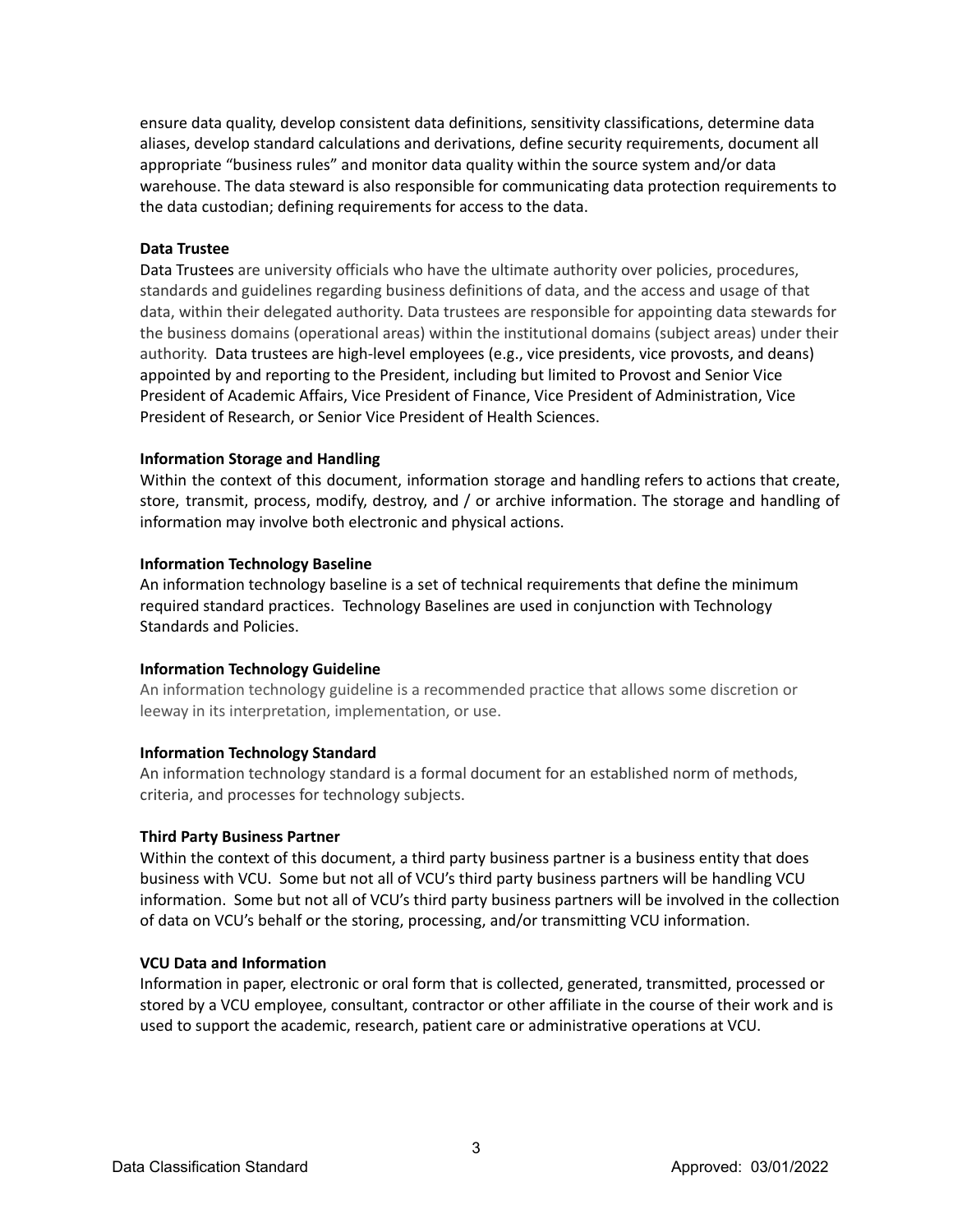ensure data quality, develop consistent data definitions, sensitivity classifications, determine data aliases, develop standard calculations and derivations, define security requirements, document all appropriate "business rules" and monitor data quality within the source system and/or data warehouse. The data steward is also responsible for communicating data protection requirements to the data custodian; defining requirements for access to the data.

**Data Trustee**

Data Trustees are university officials who have the ultimate authority over policies, procedures, standards and guidelines regarding business definitions of data, and the access and usage of that data, within their delegated authority. Data trustees are responsible for appointing data stewards for the business domains (operational areas) within the institutional domains (subject areas) under their authority. Data trustees are high-level employees (e.g., vice presidents, vice provosts, and deans) appointed by and reporting to the President, including but limited to Provost and Senior Vice President of Academic Affairs, Vice President of Finance, Vice President of Administration, Vice President of Research, or Senior Vice President of Health Sciences.

**Information Storage and Handling**

Within the context of this document, information storage and handling refers to actions that create, store, transmit, process, modify, destroy, and / or archive information. The storage and handling of information may involve both electronic and physical actions.

**Information Technology Baseline**

An information technology baseline is a set of technical requirements that define the minimum required standard practices. Technology Baselines are used in conjunction with Technology Standards and Policies.

**Information Technology Guideline**

An information technology guideline is a recommended practice that allows some discretion or leeway in its interpretation, implementation, or use.

**Information Technology Standard**

An information technology standard is a formal document for an established norm of methods, criteria, and processes for technology subjects.

**Third Party Business Partner**

Within the context of this document, a third party business partner is a business entity that does business with VCU. Some but not all of VCU's third party business partners will be handling VCU information. Some but not all of VCU's third party business partners will be involved in the collection of data on VCU's behalf or the storing, processing, and/or transmitting VCU information.

**VCU Data and Information**

Information in paper, electronic or oral form that is collected, generated, transmitted, processed or stored by a VCU employee, consultant, contractor or other affiliate in the course of their work and is used to support the academic, research, patient care or administrative operations at VCU.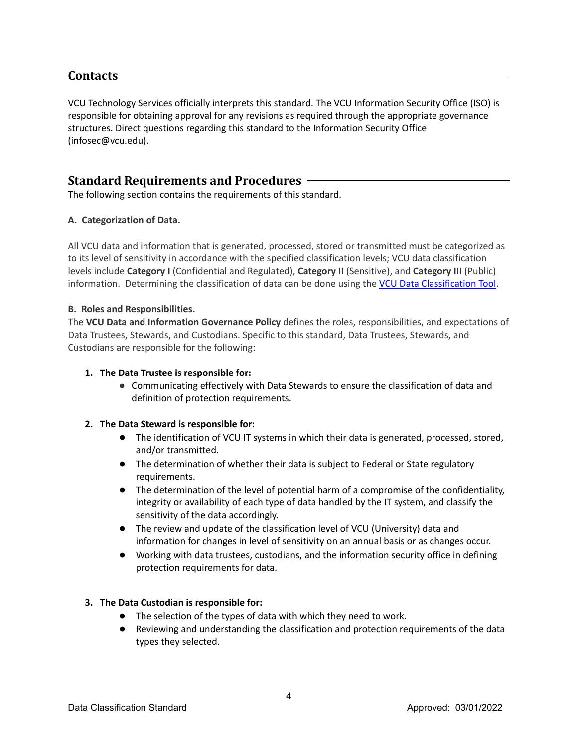## Contacts

VCU Technology Services officially interprets this standard. The VCU Information Security Office (ISO) is responsible for obtaining approval for any revisions as required through the appropriate governance structures. Direct questions regarding this standard to the Information Security Office (infosec@vcu.edu).

## Standard Requirements and Procedures

The following section contains the requirements of this standard.

**A. Categorization of Data.**

All VCU data and information that is generated, processed, stored or transmitted must be categorized as to its level of sensitivity in accordance with the specified classification levels; VCU data classification levels include **Category I** (Confidential and Regulated), **Category II** (Sensitive), and **Category III** (Public) information. Determining the classification of data can be done using the [VCU Data Classification Tool](VCU Data Classification Tool).

**B. Roles and Responsibilities.**

The **VCU Data and Information Governance Policy** defines the roles, responsibilities, and expectations of Data Trustees, Stewards, and Custodians. Specific to this standard, Data Trustees, Stewards, and Custodians are responsible for the following:

1. **The Data Trustee is responsible for:**
   - Communicating effectively with Data Stewards to ensure the classification of data and definition of protection requirements.

2. **The Data Steward is responsible for:**
   - The identification of VCU IT systems in which their data is generated, processed, stored, and/or transmitted.
   - The determination of whether their data is subject to Federal or State regulatory requirements.
   - The determination of the level of potential harm of a compromise of the confidentiality, integrity or availability of each type of data handled by the IT system, and classify the sensitivity of the data accordingly.
   - The review and update of the classification level of VCU (University) data and information for changes in level of sensitivity on an annual basis or as changes occur.
   - Working with data trustees, custodians, and the information security office in defining protection requirements for data.

3. **The Data Custodian is responsible for:**
   - The selection of the types of data with which they need to work.
   - Reviewing and understanding the classification and protection requirements of the data types they selected.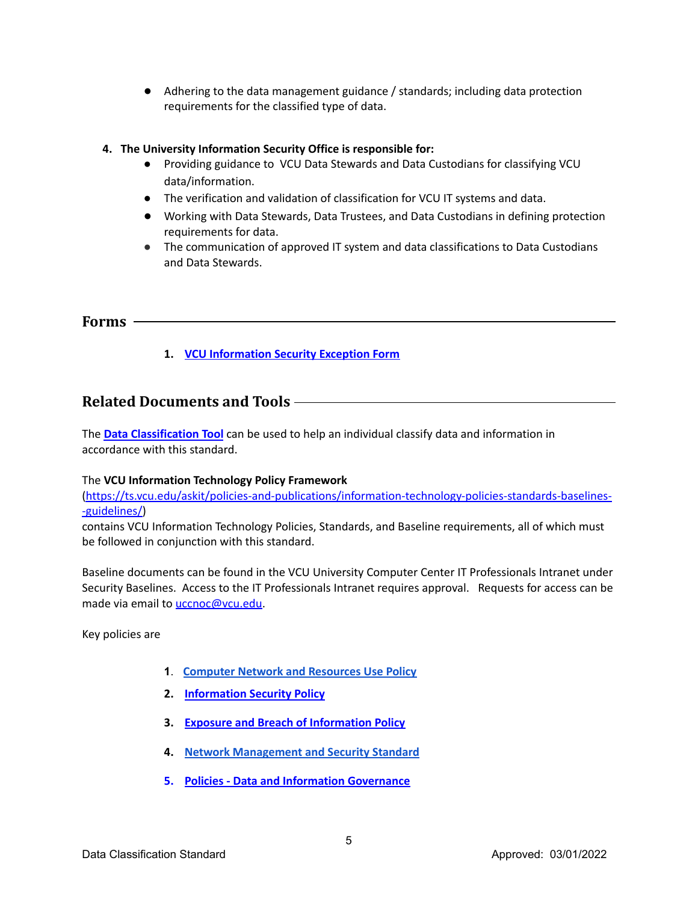- Adhering to the data management guidance / standards; including data protection requirements for the classified type of data.

4. **The University Information Security Office is responsible for:**
    - Providing guidance to VCU Data Stewards and Data Custodians for classifying VCU data/information.
    - The verification and validation of classification for VCU IT systems and data.
    - Working with Data Stewards, Data Trustees, and Data Custodians in defining protection requirements for data.
    - The communication of approved IT system and data classifications to Data Custodians and Data Stewards.

## Forms

1. **VCU Information Security Exception Form**

## Related Documents and Tools

The **Data Classification Tool** can be used to help an individual classify data and information in accordance with this standard.

The **VCU Information Technology Policy Framework** (https://ts.vcu.edu/askit/policies-and-publications/information-technology-policies-standards-baselines--guidelines/) contains VCU Information Technology Policies, Standards, and Baseline requirements, all of which must be followed in conjunction with this standard.

Baseline documents can be found in the VCU University Computer Center IT Professionals Intranet under Security Baselines. Access to the IT Professionals Intranet requires approval. Requests for access can be made via email to uccnoc@vcu.edu.

Key policies are

1. **Computer Network and Resources Use Policy**
2. **Information Security Policy**
3. **Exposure and Breach of Information Policy**
4. **Network Management and Security Standard**
5. **Policies - Data and Information Governance**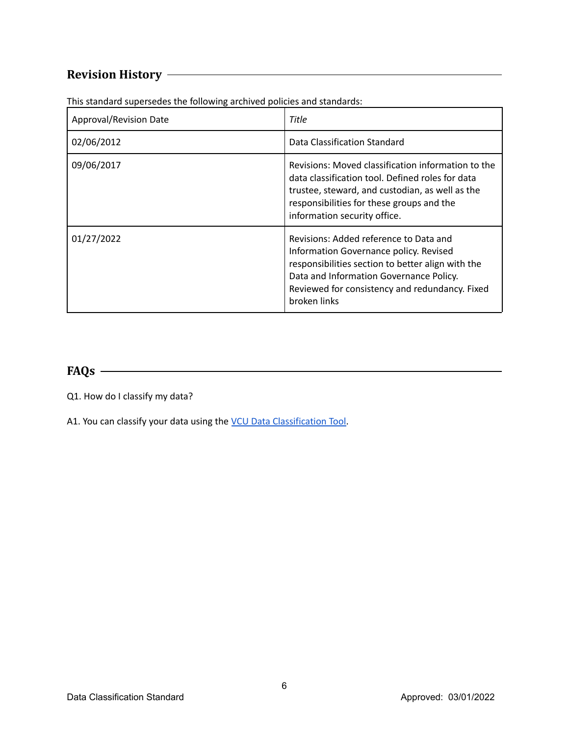## Revision History

This standard supersedes the following archived policies and standards:

| Approval/Revision Date | *Title* |
|---|---|
| 02/06/2012 | Data Classification Standard |
| 09/06/2017 | Revisions: Moved classification information to the data classification tool. Defined roles for data trustee, steward, and custodian, as well as the responsibilities for these groups and the information security office. |
| 01/27/2022 | Revisions: Added reference to Data and Information Governance policy. Revised responsibilities section to better align with the Data and Information Governance Policy. Reviewed for consistency and redundancy. Fixed broken links |

## FAQs

Q1. How do I classify my data?

A1. You can classify your data using the VCU Data Classification Tool.